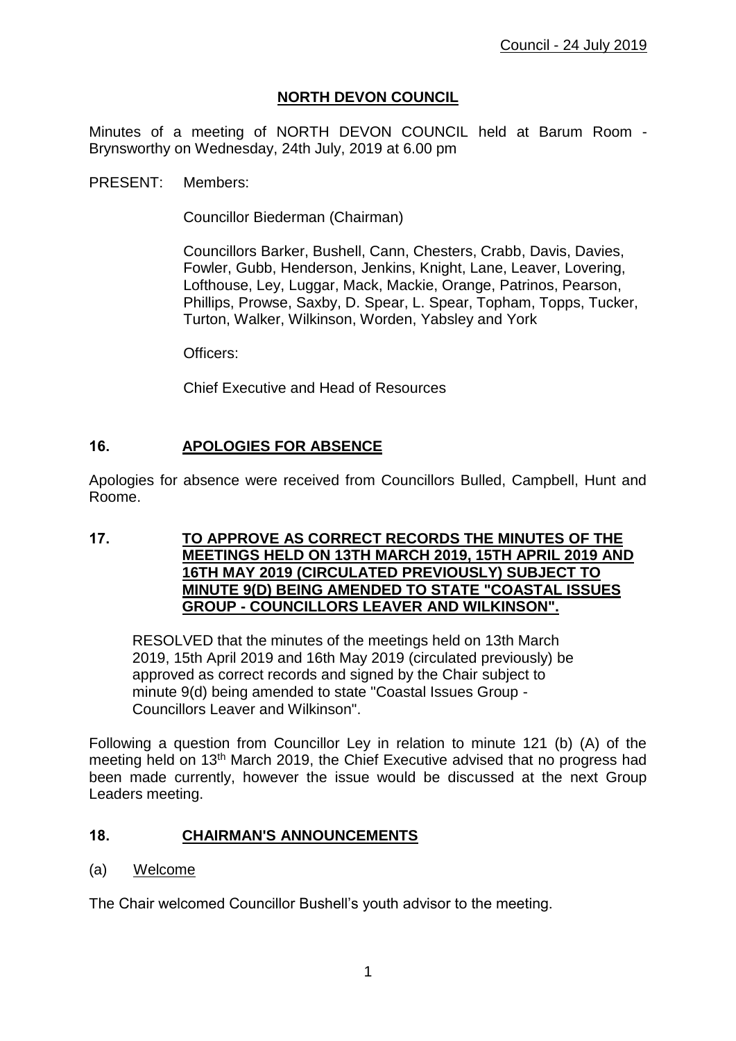# NORTH DEVON COUNCIL

Minutes of a meeting of NORTH DEVON COUNCIL held at Barum Room - Brynsworthy on Wednesday, 24th July, 2019 at 6.00 pm

PRESENT: Members:

Councillor Biederman (Chairman)

Councillors Barker, Bushell, Cann, Chesters, Crabb, Davis, Davies, Fowler, Gubb, Henderson, Jenkins, Knight, Lane, Leaver, Lovering, Lofthouse, Ley, Luggar, Mack, Mackie, Orange, Patrinos, Pearson, Phillips, Prowse, Saxby, D. Spear, L. Spear, Topham, Topps, Tucker, Turton, Walker, Wilkinson, Worden, Yabsley and York

Officers:

Chief Executive and Head of Resources

## 16. APOLOGIES FOR ABSENCE

Apologies for absence were received from Councillors Bulled, Campbell, Hunt and Roome.

## 17. TO APPROVE AS CORRECT RECORDS THE MINUTES OF THE MEETINGS HELD ON 13TH MARCH 2019, 15TH APRIL 2019 AND 16TH MAY 2019 (CIRCULATED PREVIOUSLY) SUBJECT TO MINUTE 9(D) BEING AMENDED TO STATE "COASTAL ISSUES GROUP - COUNCILLORS LEAVER AND WILKINSON".

RESOLVED that the minutes of the meetings held on 13th March 2019, 15th April 2019 and 16th May 2019 (circulated previously) be approved as correct records and signed by the Chair subject to minute 9(d) being amended to state "Coastal Issues Group - Councillors Leaver and Wilkinson".

Following a question from Councillor Ley in relation to minute 121 (b) (A) of the meeting held on 13th March 2019, the Chief Executive advised that no progress had been made currently, however the issue would be discussed at the next Group Leaders meeting.

## 18. CHAIRMAN'S ANNOUNCEMENTS

(a) Welcome

The Chair welcomed Councillor Bushell's youth advisor to the meeting.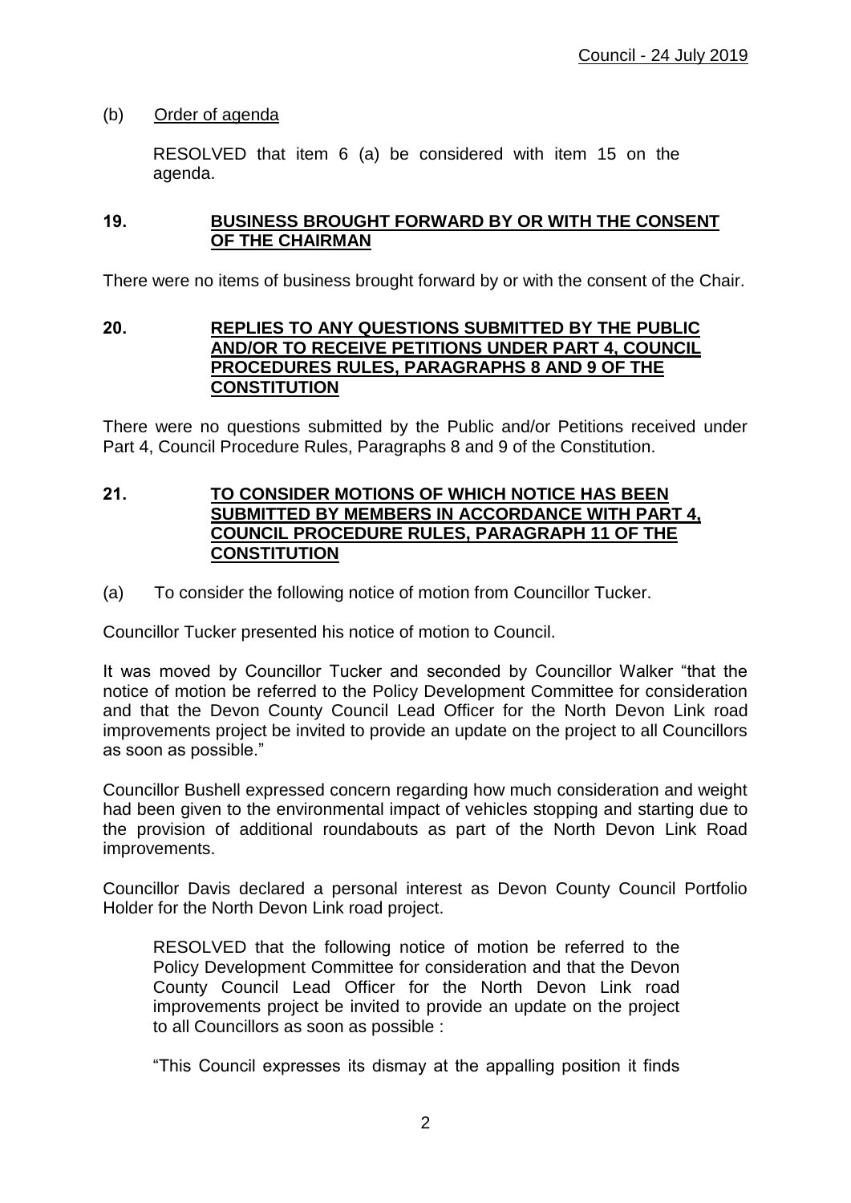(b) Order of agenda

RESOLVED that item 6 (a) be considered with item 15 on the agenda.

## 19. BUSINESS BROUGHT FORWARD BY OR WITH THE CONSENT OF THE CHAIRMAN

There were no items of business brought forward by or with the consent of the Chair.

## 20. REPLIES TO ANY QUESTIONS SUBMITTED BY THE PUBLIC AND/OR TO RECEIVE PETITIONS UNDER PART 4, COUNCIL PROCEDURES RULES, PARAGRAPHS 8 AND 9 OF THE CONSTITUTION

There were no questions submitted by the Public and/or Petitions received under Part 4, Council Procedure Rules, Paragraphs 8 and 9 of the Constitution.

## 21. TO CONSIDER MOTIONS OF WHICH NOTICE HAS BEEN SUBMITTED BY MEMBERS IN ACCORDANCE WITH PART 4, COUNCIL PROCEDURE RULES, PARAGRAPH 11 OF THE CONSTITUTION

(a) To consider the following notice of motion from Councillor Tucker.

Councillor Tucker presented his notice of motion to Council.

It was moved by Councillor Tucker and seconded by Councillor Walker "that the notice of motion be referred to the Policy Development Committee for consideration and that the Devon County Council Lead Officer for the North Devon Link road improvements project be invited to provide an update on the project to all Councillors as soon as possible."

Councillor Bushell expressed concern regarding how much consideration and weight had been given to the environmental impact of vehicles stopping and starting due to the provision of additional roundabouts as part of the North Devon Link Road improvements.

Councillor Davis declared a personal interest as Devon County Council Portfolio Holder for the North Devon Link road project.

RESOLVED that the following notice of motion be referred to the Policy Development Committee for consideration and that the Devon County Council Lead Officer for the North Devon Link road improvements project be invited to provide an update on the project to all Councillors as soon as possible :

"This Council expresses its dismay at the appalling position it finds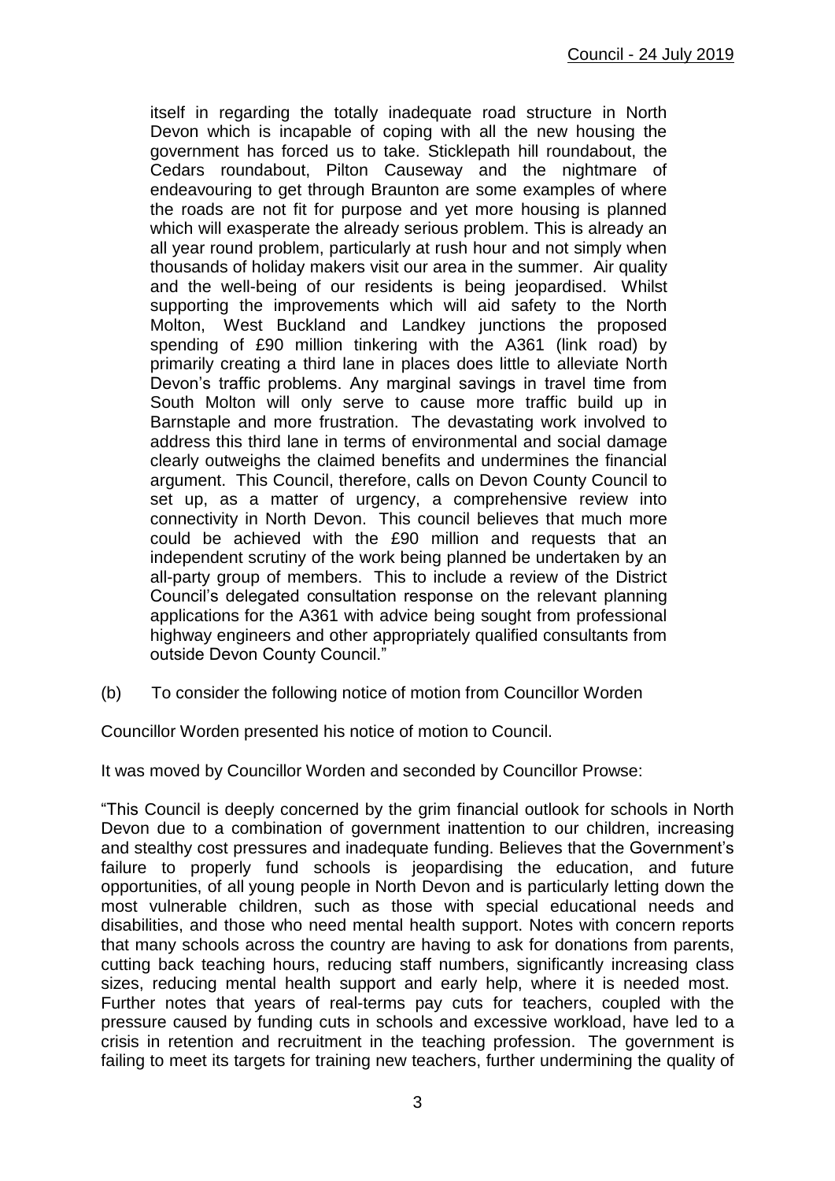itself in regarding the totally inadequate road structure in North Devon which is incapable of coping with all the new housing the government has forced us to take. Sticklepath hill roundabout, the Cedars roundabout, Pilton Causeway and the nightmare of endeavouring to get through Braunton are some examples of where the roads are not fit for purpose and yet more housing is planned which will exasperate the already serious problem. This is already an all year round problem, particularly at rush hour and not simply when thousands of holiday makers visit our area in the summer. Air quality and the well-being of our residents is being jeopardised. Whilst supporting the improvements which will aid safety to the North Molton, West Buckland and Landkey junctions the proposed spending of £90 million tinkering with the A361 (link road) by primarily creating a third lane in places does little to alleviate North Devon's traffic problems. Any marginal savings in travel time from South Molton will only serve to cause more traffic build up in Barnstaple and more frustration. The devastating work involved to address this third lane in terms of environmental and social damage clearly outweighs the claimed benefits and undermines the financial argument. This Council, therefore, calls on Devon County Council to set up, as a matter of urgency, a comprehensive review into connectivity in North Devon. This council believes that much more could be achieved with the £90 million and requests that an independent scrutiny of the work being planned be undertaken by an all-party group of members. This to include a review of the District Council's delegated consultation response on the relevant planning applications for the A361 with advice being sought from professional highway engineers and other appropriately qualified consultants from outside Devon County Council."

(b) To consider the following notice of motion from Councillor Worden

Councillor Worden presented his notice of motion to Council.

It was moved by Councillor Worden and seconded by Councillor Prowse:

"This Council is deeply concerned by the grim financial outlook for schools in North Devon due to a combination of government inattention to our children, increasing and stealthy cost pressures and inadequate funding. Believes that the Government's failure to properly fund schools is jeopardising the education, and future opportunities, of all young people in North Devon and is particularly letting down the most vulnerable children, such as those with special educational needs and disabilities, and those who need mental health support. Notes with concern reports that many schools across the country are having to ask for donations from parents, cutting back teaching hours, reducing staff numbers, significantly increasing class sizes, reducing mental health support and early help, where it is needed most. Further notes that years of real-terms pay cuts for teachers, coupled with the pressure caused by funding cuts in schools and excessive workload, have led to a crisis in retention and recruitment in the teaching profession. The government is failing to meet its targets for training new teachers, further undermining the quality of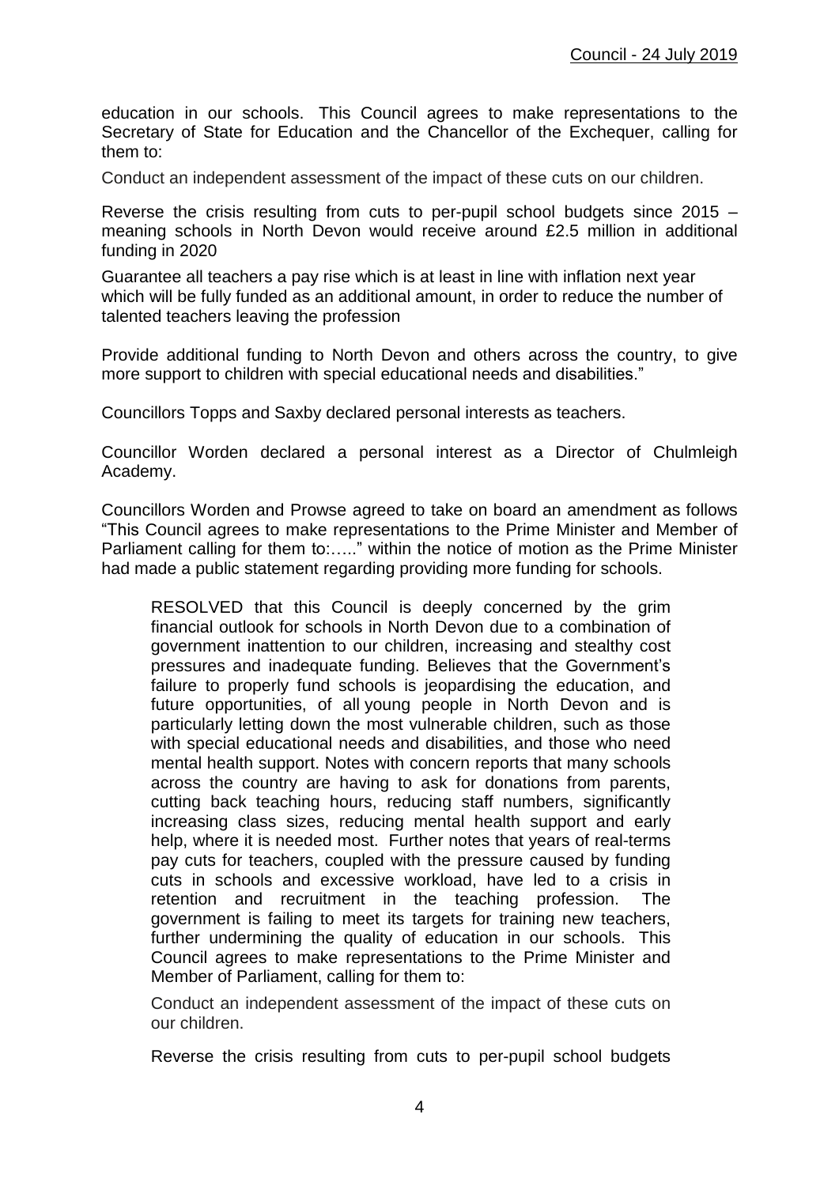education in our schools. This Council agrees to make representations to the Secretary of State for Education and the Chancellor of the Exchequer, calling for them to:

Conduct an independent assessment of the impact of these cuts on our children.

Reverse the crisis resulting from cuts to per-pupil school budgets since 2015 – meaning schools in North Devon would receive around £2.5 million in additional funding in 2020

Guarantee all teachers a pay rise which is at least in line with inflation next year which will be fully funded as an additional amount, in order to reduce the number of talented teachers leaving the profession

Provide additional funding to North Devon and others across the country, to give more support to children with special educational needs and disabilities."

Councillors Topps and Saxby declared personal interests as teachers.

Councillor Worden declared a personal interest as a Director of Chulmleigh Academy.

Councillors Worden and Prowse agreed to take on board an amendment as follows "This Council agrees to make representations to the Prime Minister and Member of Parliament calling for them to:….." within the notice of motion as the Prime Minister had made a public statement regarding providing more funding for schools.

> RESOLVED that this Council is deeply concerned by the grim financial outlook for schools in North Devon due to a combination of government inattention to our children, increasing and stealthy cost pressures and inadequate funding. Believes that the Government's failure to properly fund schools is jeopardising the education, and future opportunities, of all young people in North Devon and is particularly letting down the most vulnerable children, such as those with special educational needs and disabilities, and those who need mental health support. Notes with concern reports that many schools across the country are having to ask for donations from parents, cutting back teaching hours, reducing staff numbers, significantly increasing class sizes, reducing mental health support and early help, where it is needed most. Further notes that years of real-terms pay cuts for teachers, coupled with the pressure caused by funding cuts in schools and excessive workload, have led to a crisis in retention and recruitment in the teaching profession. The government is failing to meet its targets for training new teachers, further undermining the quality of education in our schools. This Council agrees to make representations to the Prime Minister and Member of Parliament, calling for them to:
>
> Conduct an independent assessment of the impact of these cuts on our children.
>
> Reverse the crisis resulting from cuts to per-pupil school budgets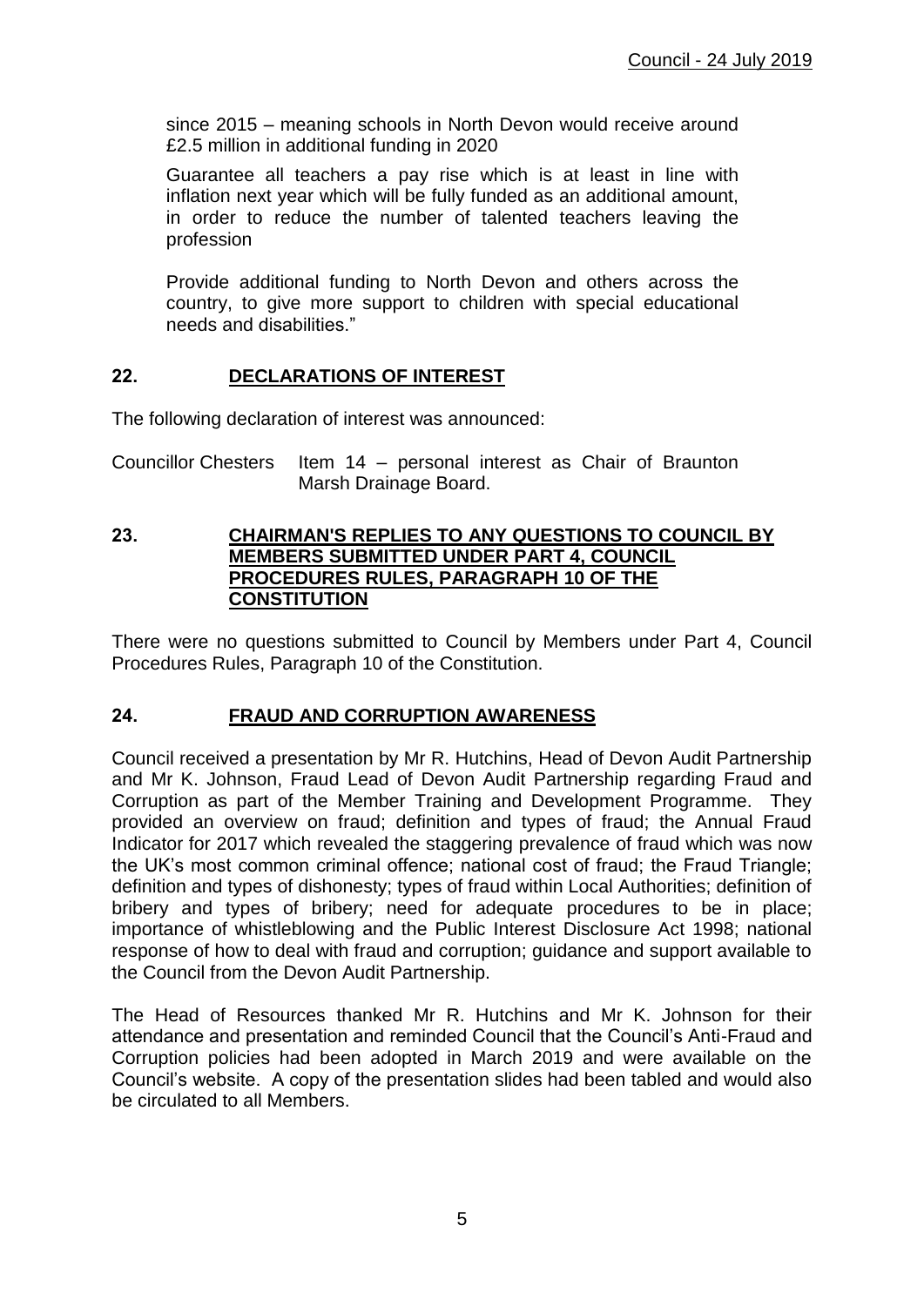since 2015 – meaning schools in North Devon would receive around £2.5 million in additional funding in 2020

Guarantee all teachers a pay rise which is at least in line with inflation next year which will be fully funded as an additional amount, in order to reduce the number of talented teachers leaving the profession

Provide additional funding to North Devon and others across the country, to give more support to children with special educational needs and disabilities."

## 22. DECLARATIONS OF INTEREST

The following declaration of interest was announced:

Councillor Chesters  Item 14 – personal interest as Chair of Braunton Marsh Drainage Board.

## 23. CHAIRMAN'S REPLIES TO ANY QUESTIONS TO COUNCIL BY MEMBERS SUBMITTED UNDER PART 4, COUNCIL PROCEDURES RULES, PARAGRAPH 10 OF THE CONSTITUTION

There were no questions submitted to Council by Members under Part 4, Council Procedures Rules, Paragraph 10 of the Constitution.

## 24. FRAUD AND CORRUPTION AWARENESS

Council received a presentation by Mr R. Hutchins, Head of Devon Audit Partnership and Mr K. Johnson, Fraud Lead of Devon Audit Partnership regarding Fraud and Corruption as part of the Member Training and Development Programme. They provided an overview on fraud; definition and types of fraud; the Annual Fraud Indicator for 2017 which revealed the staggering prevalence of fraud which was now the UK's most common criminal offence; national cost of fraud; the Fraud Triangle; definition and types of dishonesty; types of fraud within Local Authorities; definition of bribery and types of bribery; need for adequate procedures to be in place; importance of whistleblowing and the Public Interest Disclosure Act 1998; national response of how to deal with fraud and corruption; guidance and support available to the Council from the Devon Audit Partnership.

The Head of Resources thanked Mr R. Hutchins and Mr K. Johnson for their attendance and presentation and reminded Council that the Council's Anti-Fraud and Corruption policies had been adopted in March 2019 and were available on the Council's website. A copy of the presentation slides had been tabled and would also be circulated to all Members.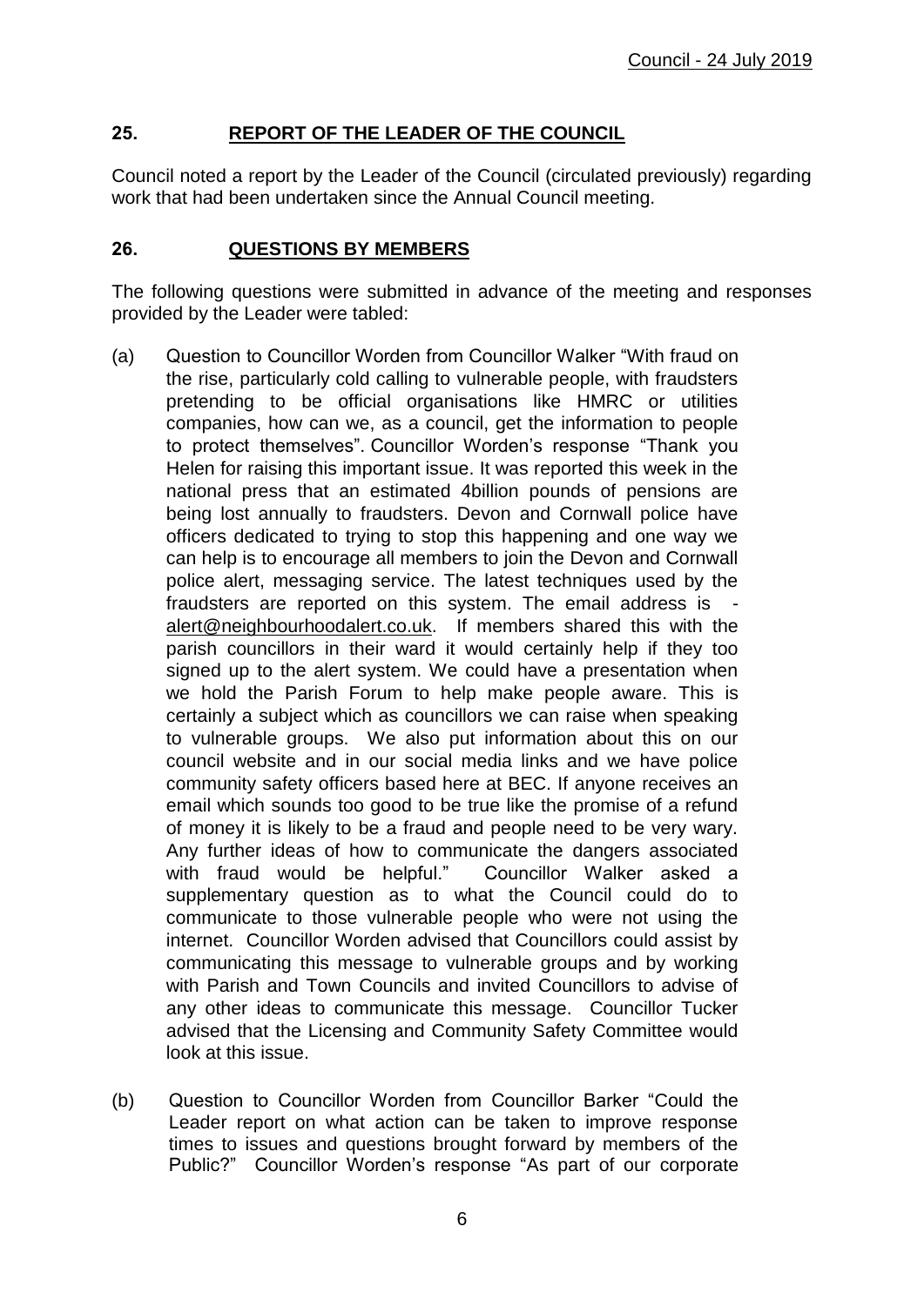## 25. REPORT OF THE LEADER OF THE COUNCIL

Council noted a report by the Leader of the Council (circulated previously) regarding work that had been undertaken since the Annual Council meeting.

## 26. QUESTIONS BY MEMBERS

The following questions were submitted in advance of the meeting and responses provided by the Leader were tabled:

(a) Question to Councillor Worden from Councillor Walker "With fraud on the rise, particularly cold calling to vulnerable people, with fraudsters pretending to be official organisations like HMRC or utilities companies, how can we, as a council, get the information to people to protect themselves". Councillor Worden's response "Thank you Helen for raising this important issue. It was reported this week in the national press that an estimated 4billion pounds of pensions are being lost annually to fraudsters. Devon and Cornwall police have officers dedicated to trying to stop this happening and one way we can help is to encourage all members to join the Devon and Cornwall police alert, messaging service. The latest techniques used by the fraudsters are reported on this system. The email address is - alert@neighbourhoodalert.co.uk. If members shared this with the parish councillors in their ward it would certainly help if they too signed up to the alert system. We could have a presentation when we hold the Parish Forum to help make people aware. This is certainly a subject which as councillors we can raise when speaking to vulnerable groups. We also put information about this on our council website and in our social media links and we have police community safety officers based here at BEC. If anyone receives an email which sounds too good to be true like the promise of a refund of money it is likely to be a fraud and people need to be very wary. Any further ideas of how to communicate the dangers associated with fraud would be helpful." Councillor Walker asked a supplementary question as to what the Council could do to communicate to those vulnerable people who were not using the internet. Councillor Worden advised that Councillors could assist by communicating this message to vulnerable groups and by working with Parish and Town Councils and invited Councillors to advise of any other ideas to communicate this message. Councillor Tucker advised that the Licensing and Community Safety Committee would look at this issue.

(b) Question to Councillor Worden from Councillor Barker "Could the Leader report on what action can be taken to improve response times to issues and questions brought forward by members of the Public?" Councillor Worden's response "As part of our corporate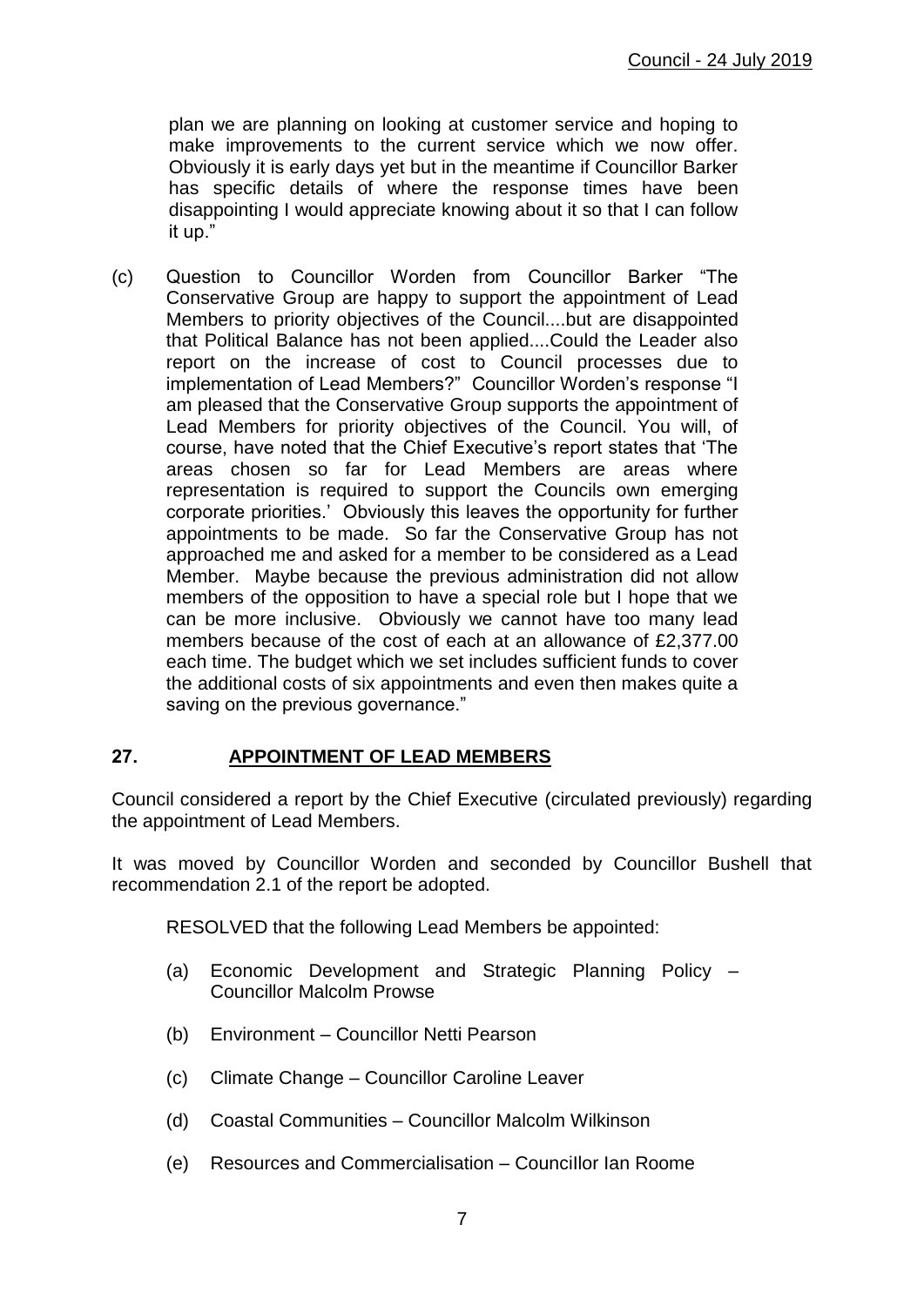plan we are planning on looking at customer service and hoping to make improvements to the current service which we now offer. Obviously it is early days yet but in the meantime if Councillor Barker has specific details of where the response times have been disappointing I would appreciate knowing about it so that I can follow it up."

(c) Question to Councillor Worden from Councillor Barker "The Conservative Group are happy to support the appointment of Lead Members to priority objectives of the Council....but are disappointed that Political Balance has not been applied....Could the Leader also report on the increase of cost to Council processes due to implementation of Lead Members?" Councillor Worden's response "I am pleased that the Conservative Group supports the appointment of Lead Members for priority objectives of the Council. You will, of course, have noted that the Chief Executive's report states that 'The areas chosen so far for Lead Members are areas where representation is required to support the Councils own emerging corporate priorities.' Obviously this leaves the opportunity for further appointments to be made. So far the Conservative Group has not approached me and asked for a member to be considered as a Lead Member. Maybe because the previous administration did not allow members of the opposition to have a special role but I hope that we can be more inclusive. Obviously we cannot have too many lead members because of the cost of each at an allowance of £2,377.00 each time. The budget which we set includes sufficient funds to cover the additional costs of six appointments and even then makes quite a saving on the previous governance."

## 27. APPOINTMENT OF LEAD MEMBERS

Council considered a report by the Chief Executive (circulated previously) regarding the appointment of Lead Members.

It was moved by Councillor Worden and seconded by Councillor Bushell that recommendation 2.1 of the report be adopted.

RESOLVED that the following Lead Members be appointed:

(a) Economic Development and Strategic Planning Policy – Councillor Malcolm Prowse

(b) Environment – Councillor Netti Pearson

(c) Climate Change – Councillor Caroline Leaver

(d) Coastal Communities – Councillor Malcolm Wilkinson

(e) Resources and Commercialisation – Councillor Ian Roome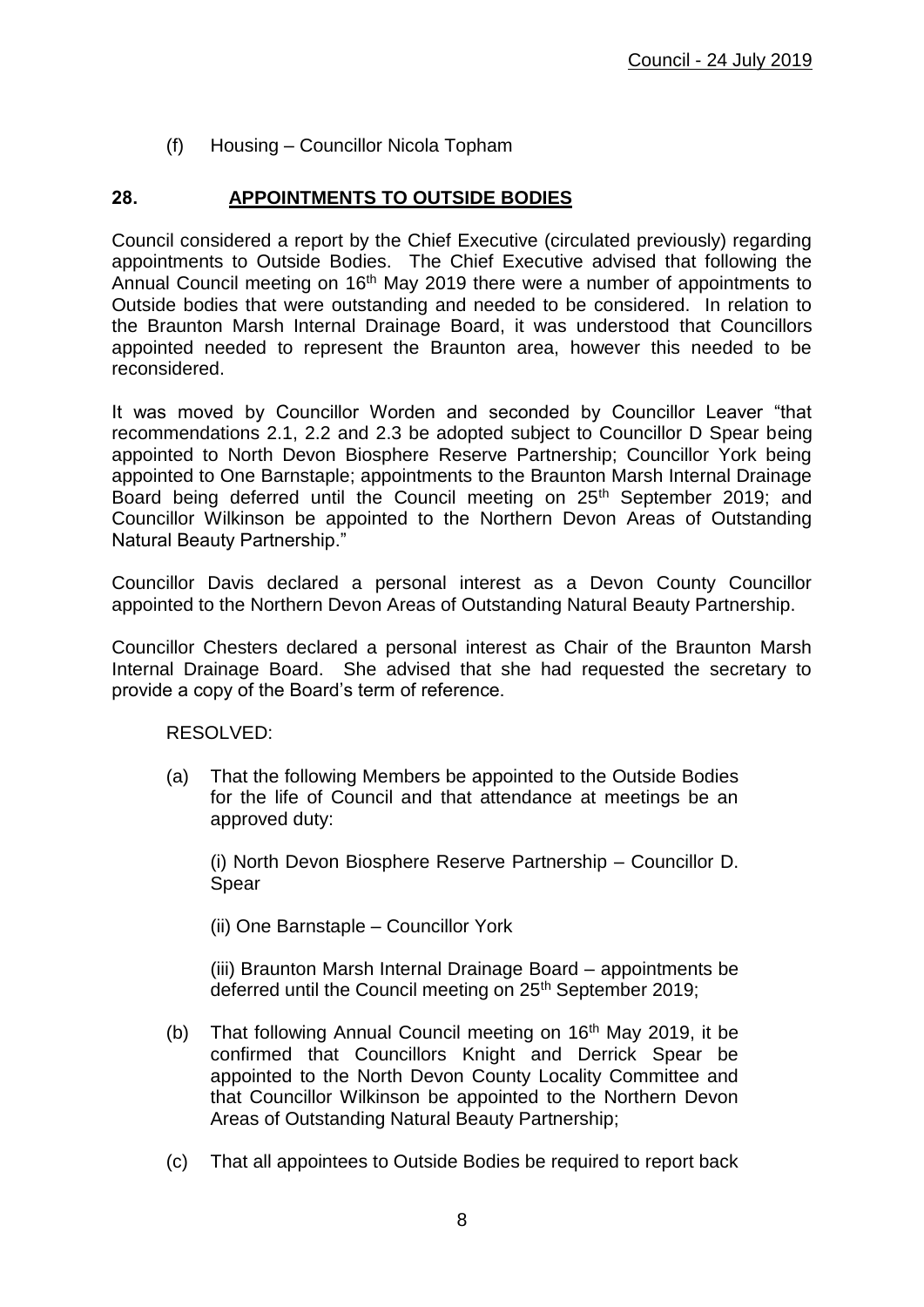(f) Housing – Councillor Nicola Topham

## 28. APPOINTMENTS TO OUTSIDE BODIES

Council considered a report by the Chief Executive (circulated previously) regarding appointments to Outside Bodies. The Chief Executive advised that following the Annual Council meeting on 16th May 2019 there were a number of appointments to Outside bodies that were outstanding and needed to be considered. In relation to the Braunton Marsh Internal Drainage Board, it was understood that Councillors appointed needed to represent the Braunton area, however this needed to be reconsidered.

It was moved by Councillor Worden and seconded by Councillor Leaver "that recommendations 2.1, 2.2 and 2.3 be adopted subject to Councillor D Spear being appointed to North Devon Biosphere Reserve Partnership; Councillor York being appointed to One Barnstaple; appointments to the Braunton Marsh Internal Drainage Board being deferred until the Council meeting on 25th September 2019; and Councillor Wilkinson be appointed to the Northern Devon Areas of Outstanding Natural Beauty Partnership."

Councillor Davis declared a personal interest as a Devon County Councillor appointed to the Northern Devon Areas of Outstanding Natural Beauty Partnership.

Councillor Chesters declared a personal interest as Chair of the Braunton Marsh Internal Drainage Board. She advised that she had requested the secretary to provide a copy of the Board's term of reference.

RESOLVED:

(a) That the following Members be appointed to the Outside Bodies for the life of Council and that attendance at meetings be an approved duty:

(i) North Devon Biosphere Reserve Partnership – Councillor D. Spear

(ii) One Barnstaple – Councillor York

(iii) Braunton Marsh Internal Drainage Board – appointments be deferred until the Council meeting on 25th September 2019;

(b) That following Annual Council meeting on 16th May 2019, it be confirmed that Councillors Knight and Derrick Spear be appointed to the North Devon County Locality Committee and that Councillor Wilkinson be appointed to the Northern Devon Areas of Outstanding Natural Beauty Partnership;

(c) That all appointees to Outside Bodies be required to report back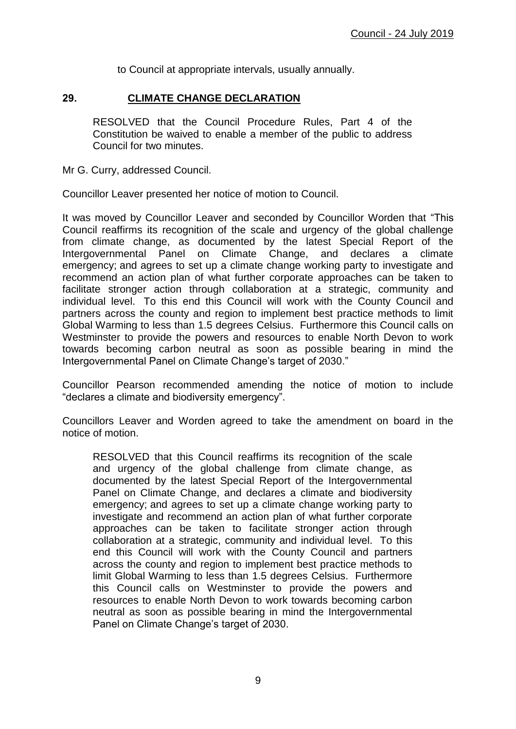to Council at appropriate intervals, usually annually.

## 29. CLIMATE CHANGE DECLARATION

RESOLVED that the Council Procedure Rules, Part 4 of the Constitution be waived to enable a member of the public to address Council for two minutes.

Mr G. Curry, addressed Council.

Councillor Leaver presented her notice of motion to Council.

It was moved by Councillor Leaver and seconded by Councillor Worden that "This Council reaffirms its recognition of the scale and urgency of the global challenge from climate change, as documented by the latest Special Report of the Intergovernmental Panel on Climate Change, and declares a climate emergency; and agrees to set up a climate change working party to investigate and recommend an action plan of what further corporate approaches can be taken to facilitate stronger action through collaboration at a strategic, community and individual level. To this end this Council will work with the County Council and partners across the county and region to implement best practice methods to limit Global Warming to less than 1.5 degrees Celsius. Furthermore this Council calls on Westminster to provide the powers and resources to enable North Devon to work towards becoming carbon neutral as soon as possible bearing in mind the Intergovernmental Panel on Climate Change's target of 2030."

Councillor Pearson recommended amending the notice of motion to include "declares a climate and biodiversity emergency".

Councillors Leaver and Worden agreed to take the amendment on board in the notice of motion.

RESOLVED that this Council reaffirms its recognition of the scale and urgency of the global challenge from climate change, as documented by the latest Special Report of the Intergovernmental Panel on Climate Change, and declares a climate and biodiversity emergency; and agrees to set up a climate change working party to investigate and recommend an action plan of what further corporate approaches can be taken to facilitate stronger action through collaboration at a strategic, community and individual level. To this end this Council will work with the County Council and partners across the county and region to implement best practice methods to limit Global Warming to less than 1.5 degrees Celsius. Furthermore this Council calls on Westminster to provide the powers and resources to enable North Devon to work towards becoming carbon neutral as soon as possible bearing in mind the Intergovernmental Panel on Climate Change's target of 2030.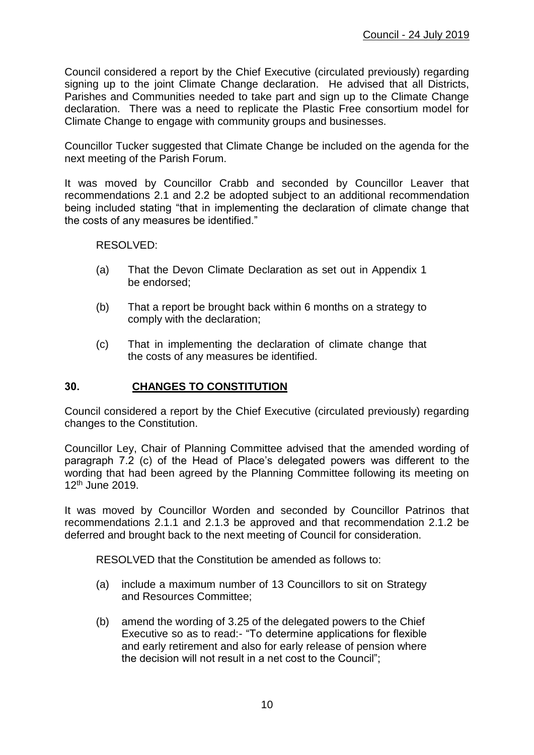Council considered a report by the Chief Executive (circulated previously) regarding signing up to the joint Climate Change declaration. He advised that all Districts, Parishes and Communities needed to take part and sign up to the Climate Change declaration. There was a need to replicate the Plastic Free consortium model for Climate Change to engage with community groups and businesses.

Councillor Tucker suggested that Climate Change be included on the agenda for the next meeting of the Parish Forum.

It was moved by Councillor Crabb and seconded by Councillor Leaver that recommendations 2.1 and 2.2 be adopted subject to an additional recommendation being included stating "that in implementing the declaration of climate change that the costs of any measures be identified."

RESOLVED:

(a) That the Devon Climate Declaration as set out in Appendix 1 be endorsed;

(b) That a report be brought back within 6 months on a strategy to comply with the declaration;

(c) That in implementing the declaration of climate change that the costs of any measures be identified.

## 30. CHANGES TO CONSTITUTION

Council considered a report by the Chief Executive (circulated previously) regarding changes to the Constitution.

Councillor Ley, Chair of Planning Committee advised that the amended wording of paragraph 7.2 (c) of the Head of Place's delegated powers was different to the wording that had been agreed by the Planning Committee following its meeting on 12th June 2019.

It was moved by Councillor Worden and seconded by Councillor Patrinos that recommendations 2.1.1 and 2.1.3 be approved and that recommendation 2.1.2 be deferred and brought back to the next meeting of Council for consideration.

RESOLVED that the Constitution be amended as follows to:

(a) include a maximum number of 13 Councillors to sit on Strategy and Resources Committee;

(b) amend the wording of 3.25 of the delegated powers to the Chief Executive so as to read:- "To determine applications for flexible and early retirement and also for early release of pension where the decision will not result in a net cost to the Council";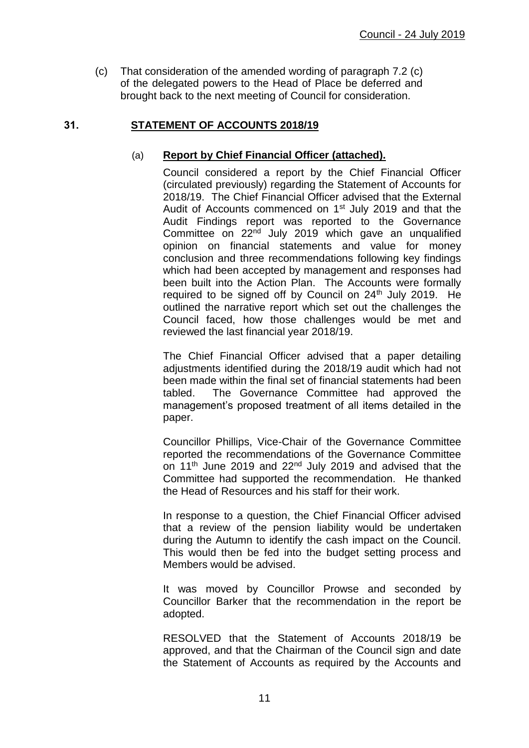(c) That consideration of the amended wording of paragraph 7.2 (c) of the delegated powers to the Head of Place be deferred and brought back to the next meeting of Council for consideration.

## 31. STATEMENT OF ACCOUNTS 2018/19

### (a) Report by Chief Financial Officer (attached).

Council considered a report by the Chief Financial Officer (circulated previously) regarding the Statement of Accounts for 2018/19. The Chief Financial Officer advised that the External Audit of Accounts commenced on 1st July 2019 and that the Audit Findings report was reported to the Governance Committee on 22nd July 2019 which gave an unqualified opinion on financial statements and value for money conclusion and three recommendations following key findings which had been accepted by management and responses had been built into the Action Plan. The Accounts were formally required to be signed off by Council on 24th July 2019. He outlined the narrative report which set out the challenges the Council faced, how those challenges would be met and reviewed the last financial year 2018/19.

The Chief Financial Officer advised that a paper detailing adjustments identified during the 2018/19 audit which had not been made within the final set of financial statements had been tabled. The Governance Committee had approved the management's proposed treatment of all items detailed in the paper.

Councillor Phillips, Vice-Chair of the Governance Committee reported the recommendations of the Governance Committee on 11th June 2019 and 22nd July 2019 and advised that the Committee had supported the recommendation. He thanked the Head of Resources and his staff for their work.

In response to a question, the Chief Financial Officer advised that a review of the pension liability would be undertaken during the Autumn to identify the cash impact on the Council. This would then be fed into the budget setting process and Members would be advised.

It was moved by Councillor Prowse and seconded by Councillor Barker that the recommendation in the report be adopted.

RESOLVED that the Statement of Accounts 2018/19 be approved, and that the Chairman of the Council sign and date the Statement of Accounts as required by the Accounts and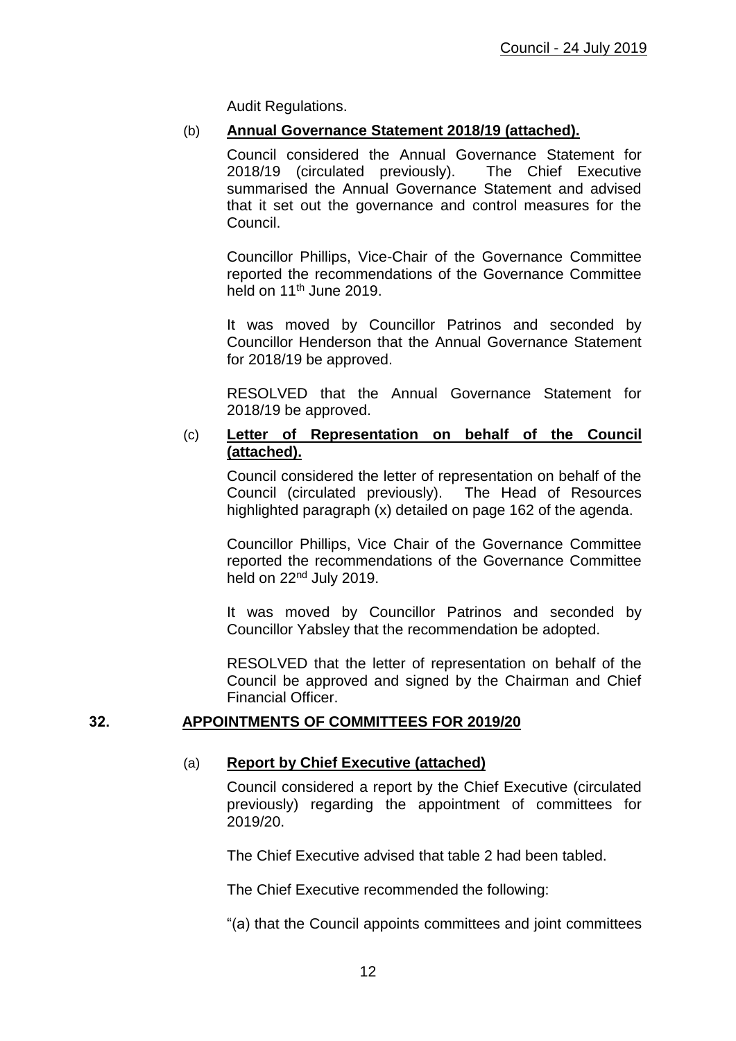Audit Regulations.

(b) **Annual Governance Statement 2018/19 (attached).**

Council considered the Annual Governance Statement for 2018/19 (circulated previously). The Chief Executive summarised the Annual Governance Statement and advised that it set out the governance and control measures for the Council.

Councillor Phillips, Vice-Chair of the Governance Committee reported the recommendations of the Governance Committee held on 11th June 2019.

It was moved by Councillor Patrinos and seconded by Councillor Henderson that the Annual Governance Statement for 2018/19 be approved.

RESOLVED that the Annual Governance Statement for 2018/19 be approved.

(c) **Letter of Representation on behalf of the Council (attached).**

Council considered the letter of representation on behalf of the Council (circulated previously). The Head of Resources highlighted paragraph (x) detailed on page 162 of the agenda.

Councillor Phillips, Vice Chair of the Governance Committee reported the recommendations of the Governance Committee held on 22nd July 2019.

It was moved by Councillor Patrinos and seconded by Councillor Yabsley that the recommendation be adopted.

RESOLVED that the letter of representation on behalf of the Council be approved and signed by the Chairman and Chief Financial Officer.

## 32. APPOINTMENTS OF COMMITTEES FOR 2019/20

(a) **Report by Chief Executive (attached)**

Council considered a report by the Chief Executive (circulated previously) regarding the appointment of committees for 2019/20.

The Chief Executive advised that table 2 had been tabled.

The Chief Executive recommended the following:

"(a) that the Council appoints committees and joint committees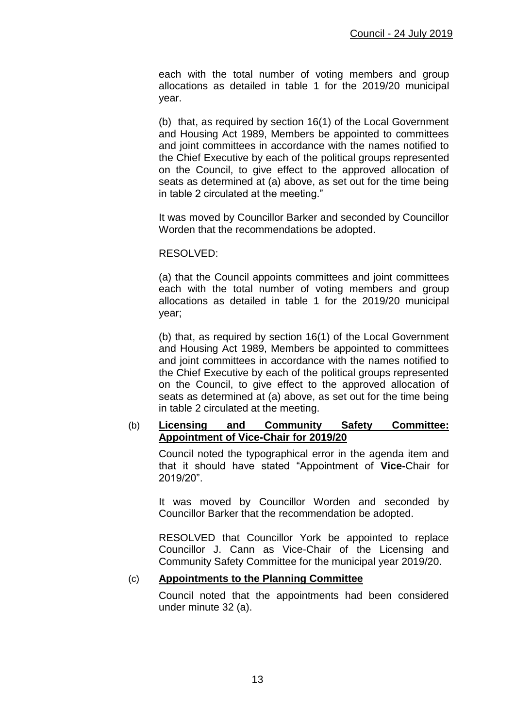each with the total number of voting members and group allocations as detailed in table 1 for the 2019/20 municipal year.

(b) that, as required by section 16(1) of the Local Government and Housing Act 1989, Members be appointed to committees and joint committees in accordance with the names notified to the Chief Executive by each of the political groups represented on the Council, to give effect to the approved allocation of seats as determined at (a) above, as set out for the time being in table 2 circulated at the meeting."

It was moved by Councillor Barker and seconded by Councillor Worden that the recommendations be adopted.

RESOLVED:

(a) that the Council appoints committees and joint committees each with the total number of voting members and group allocations as detailed in table 1 for the 2019/20 municipal year;

(b) that, as required by section 16(1) of the Local Government and Housing Act 1989, Members be appointed to committees and joint committees in accordance with the names notified to the Chief Executive by each of the political groups represented on the Council, to give effect to the approved allocation of seats as determined at (a) above, as set out for the time being in table 2 circulated at the meeting.

(b) **Licensing and Community Safety Committee: Appointment of Vice-Chair for 2019/20**

Council noted the typographical error in the agenda item and that it should have stated "Appointment of **Vice-**Chair for 2019/20".

It was moved by Councillor Worden and seconded by Councillor Barker that the recommendation be adopted.

RESOLVED that Councillor York be appointed to replace Councillor J. Cann as Vice-Chair of the Licensing and Community Safety Committee for the municipal year 2019/20.

(c) **Appointments to the Planning Committee**

Council noted that the appointments had been considered under minute 32 (a).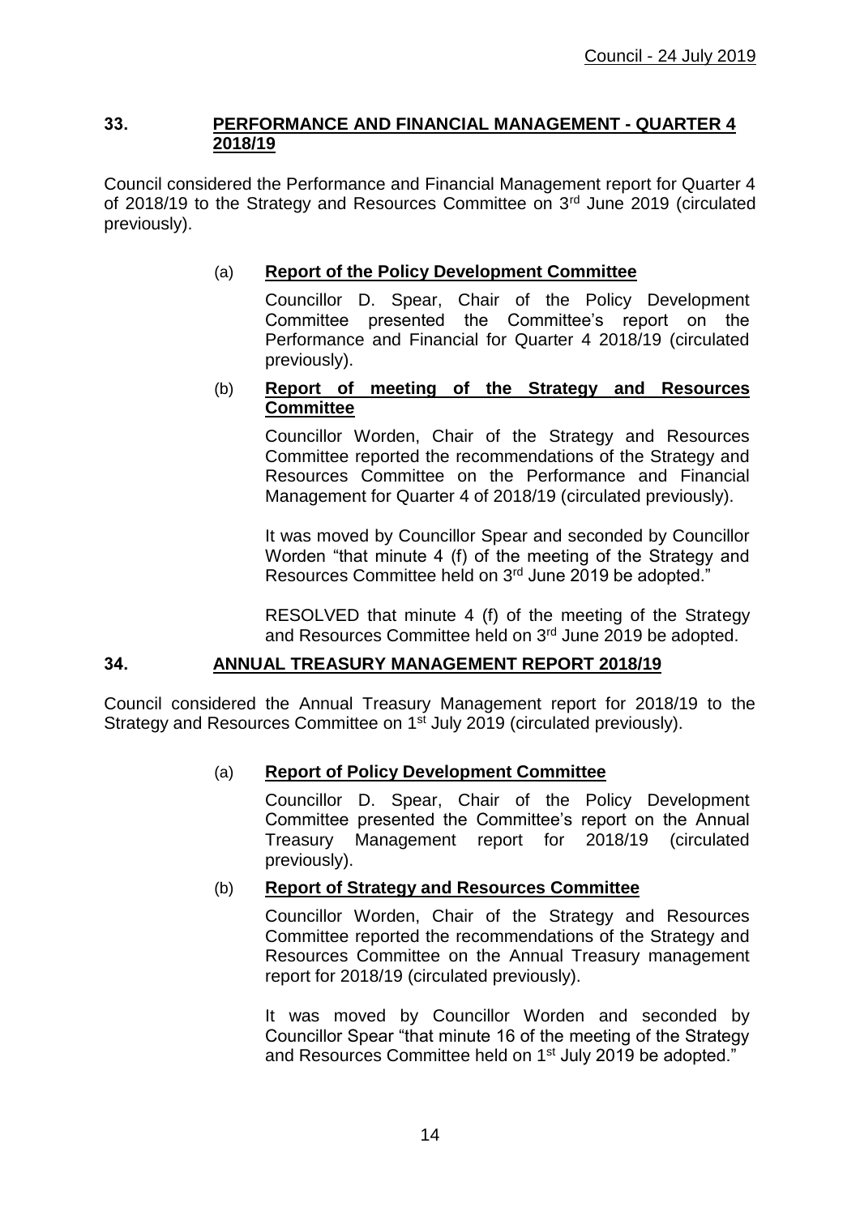## 33. PERFORMANCE AND FINANCIAL MANAGEMENT - QUARTER 4 2018/19

Council considered the Performance and Financial Management report for Quarter 4 of 2018/19 to the Strategy and Resources Committee on 3rd June 2019 (circulated previously).

### (a) Report of the Policy Development Committee

Councillor D. Spear, Chair of the Policy Development Committee presented the Committee's report on the Performance and Financial for Quarter 4 2018/19 (circulated previously).

### (b) Report of meeting of the Strategy and Resources Committee

Councillor Worden, Chair of the Strategy and Resources Committee reported the recommendations of the Strategy and Resources Committee on the Performance and Financial Management for Quarter 4 of 2018/19 (circulated previously).

It was moved by Councillor Spear and seconded by Councillor Worden "that minute 4 (f) of the meeting of the Strategy and Resources Committee held on 3rd June 2019 be adopted."

RESOLVED that minute 4 (f) of the meeting of the Strategy and Resources Committee held on 3rd June 2019 be adopted.

## 34. ANNUAL TREASURY MANAGEMENT REPORT 2018/19

Council considered the Annual Treasury Management report for 2018/19 to the Strategy and Resources Committee on 1st July 2019 (circulated previously).

### (a) Report of Policy Development Committee

Councillor D. Spear, Chair of the Policy Development Committee presented the Committee's report on the Annual Treasury Management report for 2018/19 (circulated previously).

### (b) Report of Strategy and Resources Committee

Councillor Worden, Chair of the Strategy and Resources Committee reported the recommendations of the Strategy and Resources Committee on the Annual Treasury management report for 2018/19 (circulated previously).

It was moved by Councillor Worden and seconded by Councillor Spear "that minute 16 of the meeting of the Strategy and Resources Committee held on 1st July 2019 be adopted."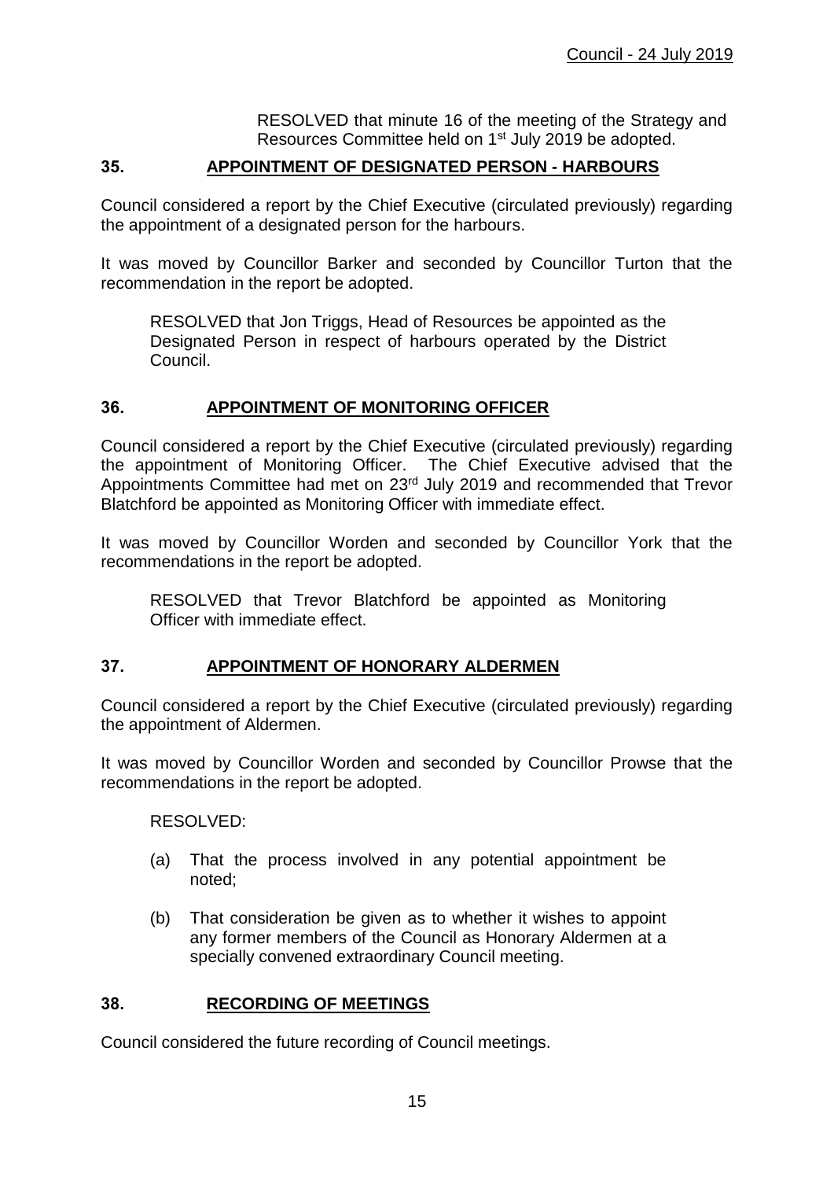RESOLVED that minute 16 of the meeting of the Strategy and Resources Committee held on 1st July 2019 be adopted.

## 35. APPOINTMENT OF DESIGNATED PERSON - HARBOURS

Council considered a report by the Chief Executive (circulated previously) regarding the appointment of a designated person for the harbours.

It was moved by Councillor Barker and seconded by Councillor Turton that the recommendation in the report be adopted.

RESOLVED that Jon Triggs, Head of Resources be appointed as the Designated Person in respect of harbours operated by the District Council.

## 36. APPOINTMENT OF MONITORING OFFICER

Council considered a report by the Chief Executive (circulated previously) regarding the appointment of Monitoring Officer. The Chief Executive advised that the Appointments Committee had met on 23rd July 2019 and recommended that Trevor Blatchford be appointed as Monitoring Officer with immediate effect.

It was moved by Councillor Worden and seconded by Councillor York that the recommendations in the report be adopted.

RESOLVED that Trevor Blatchford be appointed as Monitoring Officer with immediate effect.

## 37. APPOINTMENT OF HONORARY ALDERMEN

Council considered a report by the Chief Executive (circulated previously) regarding the appointment of Aldermen.

It was moved by Councillor Worden and seconded by Councillor Prowse that the recommendations in the report be adopted.

RESOLVED:

(a) That the process involved in any potential appointment be noted;

(b) That consideration be given as to whether it wishes to appoint any former members of the Council as Honorary Aldermen at a specially convened extraordinary Council meeting.

## 38. RECORDING OF MEETINGS

Council considered the future recording of Council meetings.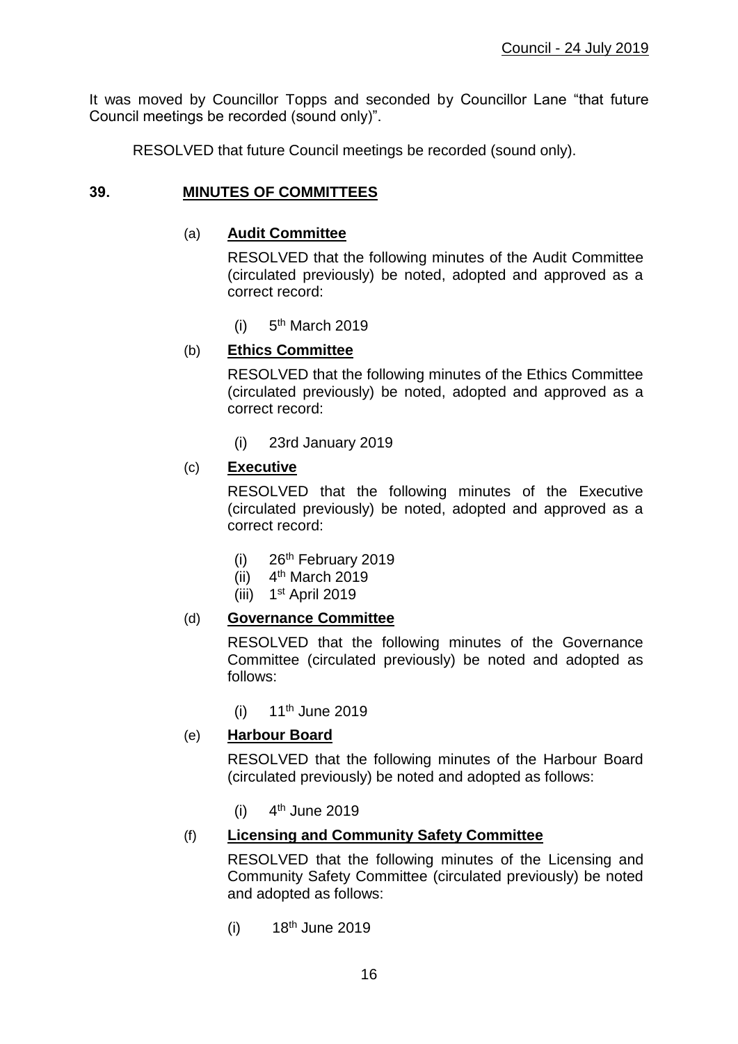It was moved by Councillor Topps and seconded by Councillor Lane "that future Council meetings be recorded (sound only)".

RESOLVED that future Council meetings be recorded (sound only).

## 39. MINUTES OF COMMITTEES

### (a) Audit Committee

RESOLVED that the following minutes of the Audit Committee (circulated previously) be noted, adopted and approved as a correct record:

(i) 5th March 2019

### (b) Ethics Committee

RESOLVED that the following minutes of the Ethics Committee (circulated previously) be noted, adopted and approved as a correct record:

(i) 23rd January 2019

### (c) Executive

RESOLVED that the following minutes of the Executive (circulated previously) be noted, adopted and approved as a correct record:

(i) 26th February 2019
(ii) 4th March 2019
(iii) 1st April 2019

### (d) Governance Committee

RESOLVED that the following minutes of the Governance Committee (circulated previously) be noted and adopted as follows:

(i) 11th June 2019

### (e) Harbour Board

RESOLVED that the following minutes of the Harbour Board (circulated previously) be noted and adopted as follows:

(i) 4th June 2019

### (f) Licensing and Community Safety Committee

RESOLVED that the following minutes of the Licensing and Community Safety Committee (circulated previously) be noted and adopted as follows:

(i) 18th June 2019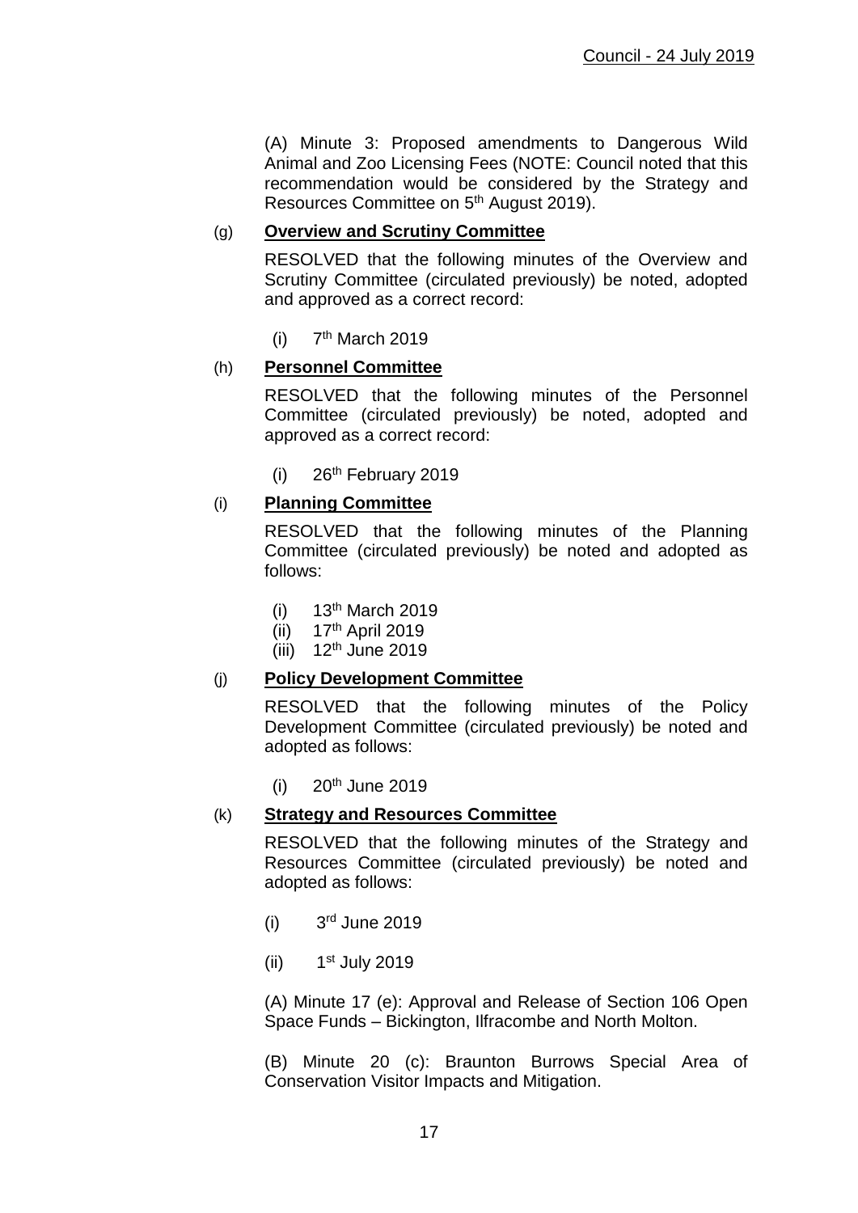(A) Minute 3: Proposed amendments to Dangerous Wild Animal and Zoo Licensing Fees (NOTE: Council noted that this recommendation would be considered by the Strategy and Resources Committee on 5th August 2019).

(g) **Overview and Scrutiny Committee**

RESOLVED that the following minutes of the Overview and Scrutiny Committee (circulated previously) be noted, adopted and approved as a correct record:

(i) 7th March 2019

(h) **Personnel Committee**

RESOLVED that the following minutes of the Personnel Committee (circulated previously) be noted, adopted and approved as a correct record:

(i) 26th February 2019

(i) **Planning Committee**

RESOLVED that the following minutes of the Planning Committee (circulated previously) be noted and adopted as follows:

(i) 13th March 2019
(ii) 17th April 2019
(iii) 12th June 2019

(j) **Policy Development Committee**

RESOLVED that the following minutes of the Policy Development Committee (circulated previously) be noted and adopted as follows:

(i) 20th June 2019

(k) **Strategy and Resources Committee**

RESOLVED that the following minutes of the Strategy and Resources Committee (circulated previously) be noted and adopted as follows:

(i) 3rd June 2019

(ii) 1st July 2019

(A) Minute 17 (e): Approval and Release of Section 106 Open Space Funds – Bickington, Ilfracombe and North Molton.

(B) Minute 20 (c): Braunton Burrows Special Area of Conservation Visitor Impacts and Mitigation.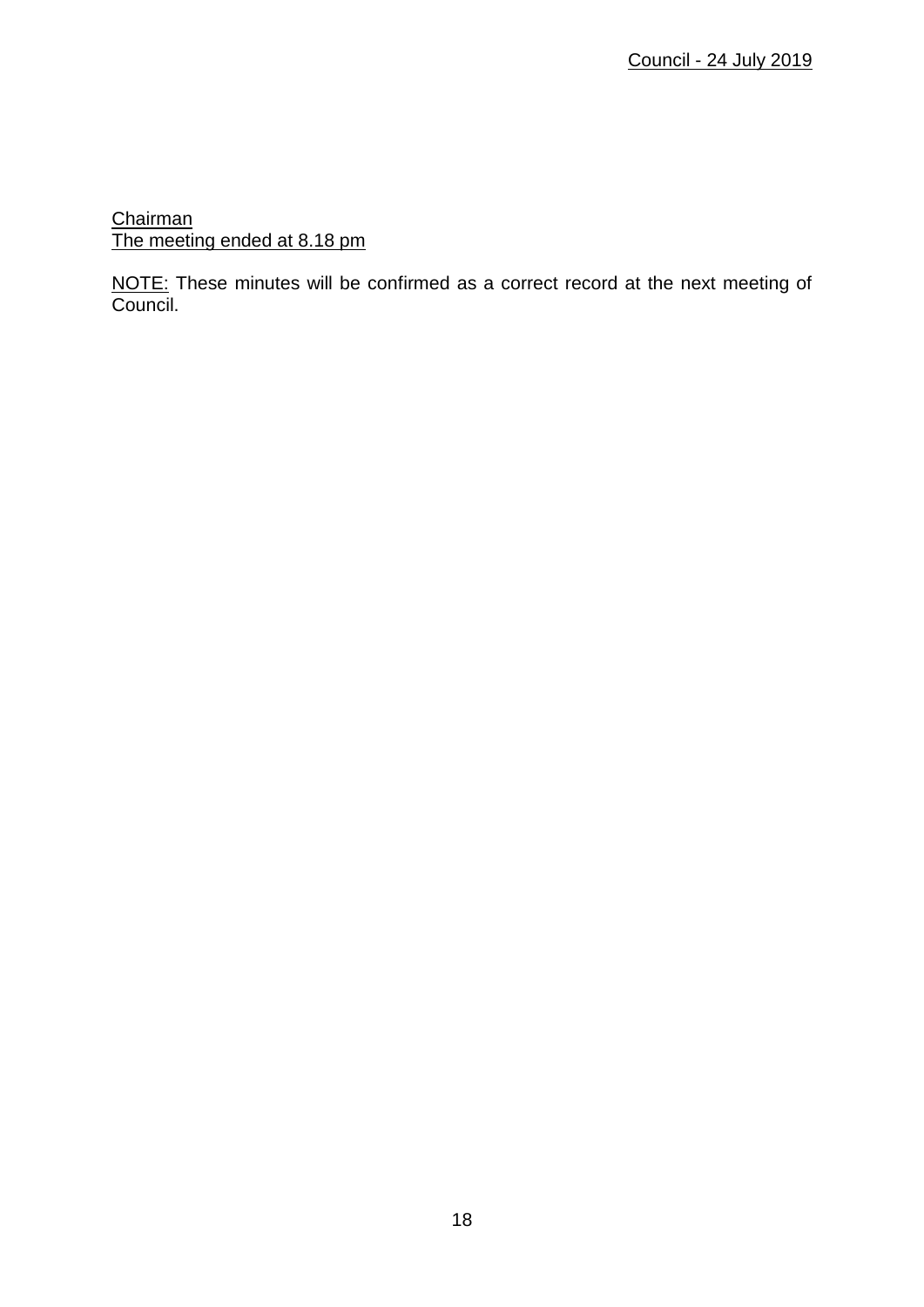Chairman
The meeting ended at 8.18 pm

NOTE: These minutes will be confirmed as a correct record at the next meeting of Council.